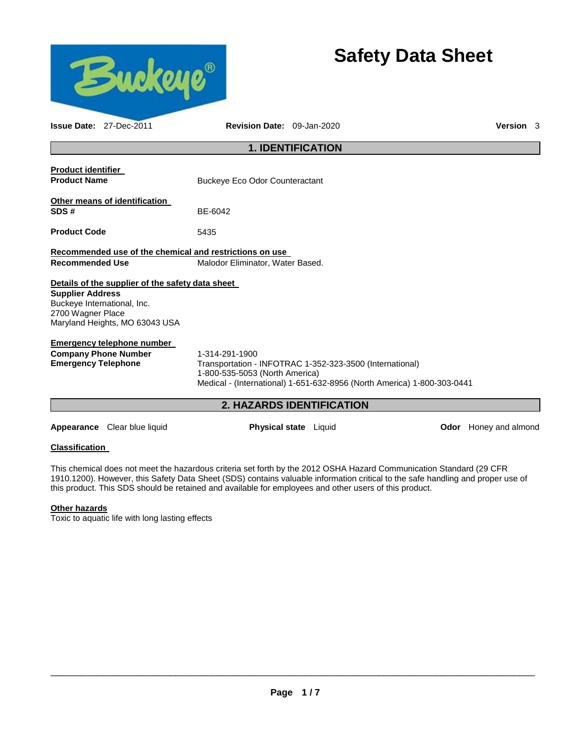# Safety Data Sheet

**Issue Date:** 27-Dec-2011 **Revision Date:** 09-Jan-2020 **Version** 3

## 1. IDENTIFICATION

**Product identifier**

| | |
|---|---|
| **Product Name** | Buckeye Eco Odor Counteractant |

**Other means of identification**

| | |
|---|---|
| **SDS #** | BE-6042 |
| **Product Code** | 5435 |

**Recommended use of the chemical and restrictions on use**

| | |
|---|---|
| **Recommended Use** | Malodor Eliminator, Water Based. |

**Details of the supplier of the safety data sheet**

**Supplier Address**
Buckeye International, Inc.
2700 Wagner Place
Maryland Heights, MO 63043 USA

**Emergency telephone number**

| | |
|---|---|
| **Company Phone Number** | 1-314-291-1900 |
| **Emergency Telephone** | Transportation - INFOTRAC 1-352-323-3500 (International)<br>1-800-535-5053 (North America)<br>Medical - (International) 1-651-632-8956 (North America) 1-800-303-0441 |

## 2. HAZARDS IDENTIFICATION

**Appearance** Clear blue liquid **Physical state** Liquid **Odor** Honey and almond

**Classification**

This chemical does not meet the hazardous criteria set forth by the 2012 OSHA Hazard Communication Standard (29 CFR 1910.1200). However, this Safety Data Sheet (SDS) contains valuable information critical to the safe handling and proper use of this product. This SDS should be retained and available for employees and other users of this product.

**Other hazards**
Toxic to aquatic life with long lasting effects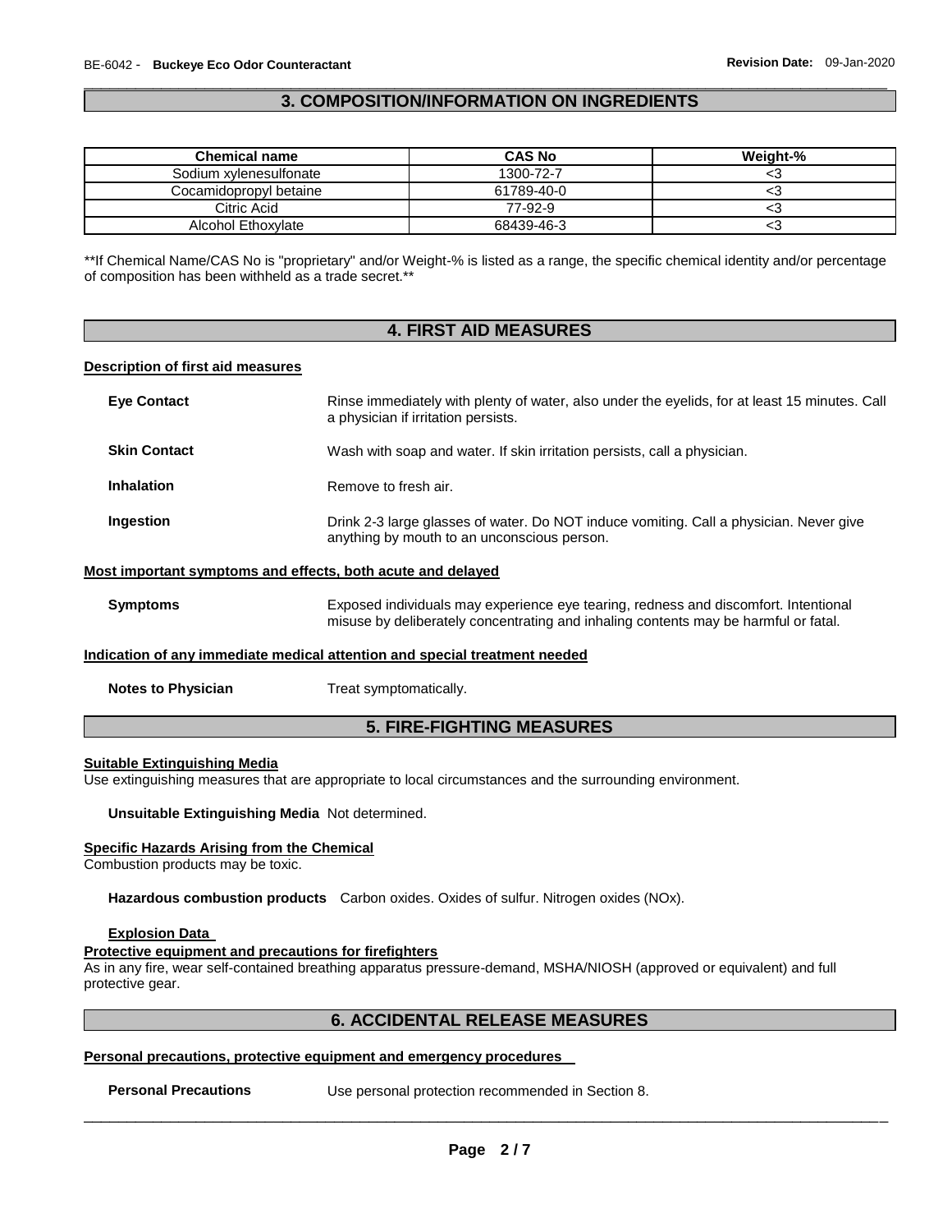## 3. COMPOSITION/INFORMATION ON INGREDIENTS

| Chemical name | CAS No | Weight-% |
|---|---|---|
| Sodium xylenesulfonate | 1300-72-7 | <3 |
| Cocamidopropyl betaine | 61789-40-0 | <3 |
| Citric Acid | 77-92-9 | <3 |
| Alcohol Ethoxylate | 68439-46-3 | <3 |

**If Chemical Name/CAS No is "proprietary" and/or Weight-% is listed as a range, the specific chemical identity and/or percentage of composition has been withheld as a trade secret.**

## 4. FIRST AID MEASURES

**Description of first aid measures**

**Eye Contact** Rinse immediately with plenty of water, also under the eyelids, for at least 15 minutes. Call a physician if irritation persists.

**Skin Contact** Wash with soap and water. If skin irritation persists, call a physician.

**Inhalation** Remove to fresh air.

**Ingestion** Drink 2-3 large glasses of water. Do NOT induce vomiting. Call a physician. Never give anything by mouth to an unconscious person.

**Most important symptoms and effects, both acute and delayed**

**Symptoms** Exposed individuals may experience eye tearing, redness and discomfort. Intentional misuse by deliberately concentrating and inhaling contents may be harmful or fatal.

**Indication of any immediate medical attention and special treatment needed**

**Notes to Physician** Treat symptomatically.

## 5. FIRE-FIGHTING MEASURES

**Suitable Extinguishing Media**

Use extinguishing measures that are appropriate to local circumstances and the surrounding environment.

**Unsuitable Extinguishing Media** Not determined.

**Specific Hazards Arising from the Chemical**

Combustion products may be toxic.

**Hazardous combustion products** Carbon oxides. Oxides of sulfur. Nitrogen oxides (NOx).

**Explosion Data**

**Protective equipment and precautions for firefighters**

As in any fire, wear self-contained breathing apparatus pressure-demand, MSHA/NIOSH (approved or equivalent) and full protective gear.

## 6. ACCIDENTAL RELEASE MEASURES

**Personal precautions, protective equipment and emergency procedures**

**Personal Precautions** Use personal protection recommended in Section 8.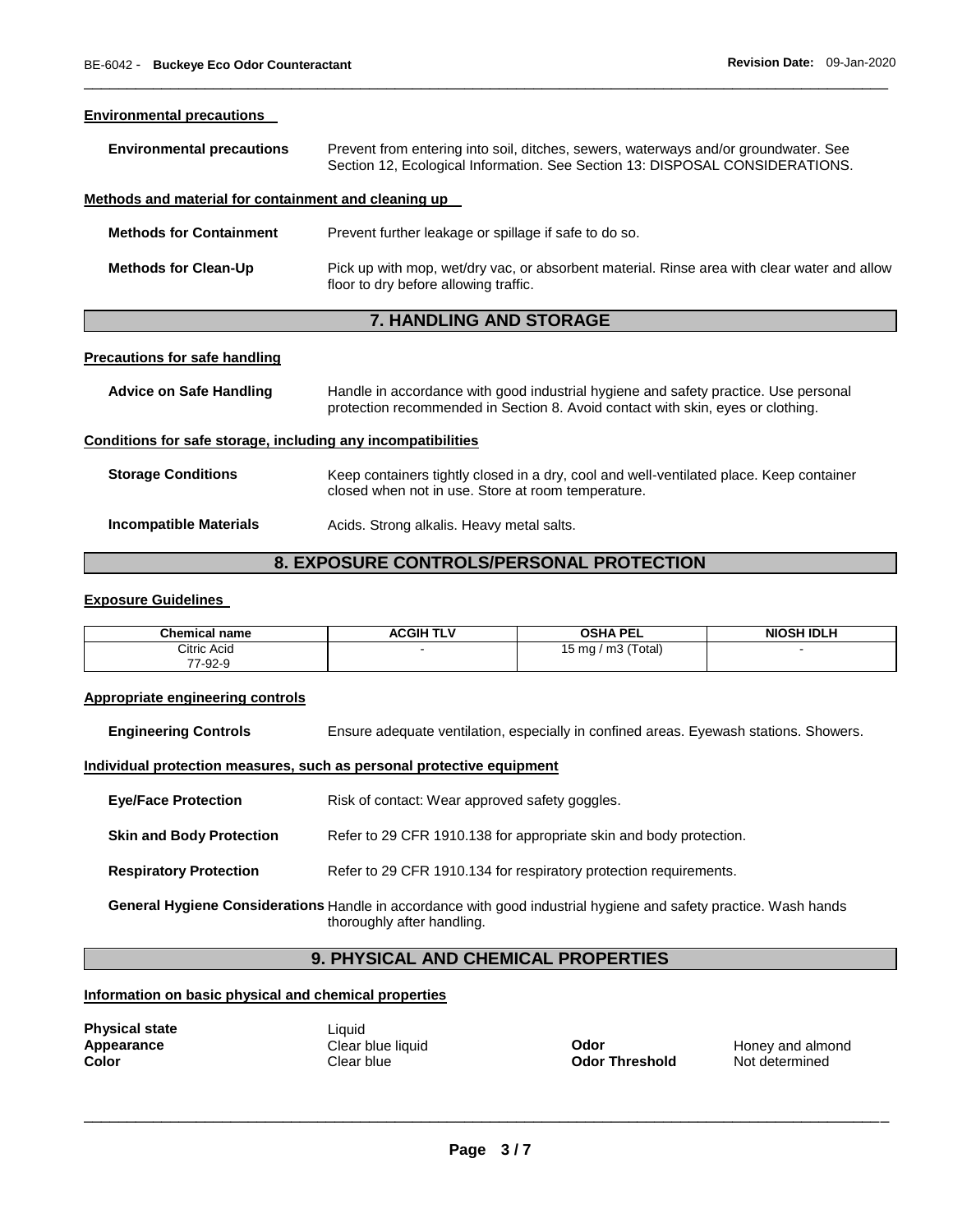### Environmental precautions

**Environmental precautions** Prevent from entering into soil, ditches, sewers, waterways and/or groundwater. See Section 12, Ecological Information. See Section 13: DISPOSAL CONSIDERATIONS.

### Methods and material for containment and cleaning up

**Methods for Containment** Prevent further leakage or spillage if safe to do so.

**Methods for Clean-Up** Pick up with mop, wet/dry vac, or absorbent material. Rinse area with clear water and allow floor to dry before allowing traffic.

## 7. HANDLING AND STORAGE

### Precautions for safe handling

**Advice on Safe Handling** Handle in accordance with good industrial hygiene and safety practice. Use personal protection recommended in Section 8. Avoid contact with skin, eyes or clothing.

### Conditions for safe storage, including any incompatibilities

**Storage Conditions** Keep containers tightly closed in a dry, cool and well-ventilated place. Keep container closed when not in use. Store at room temperature.

**Incompatible Materials** Acids. Strong alkalis. Heavy metal salts.

## 8. EXPOSURE CONTROLS/PERSONAL PROTECTION

### Exposure Guidelines

| Chemical name | ACGIH TLV | OSHA PEL | NIOSH IDLH |
|---|---|---|---|
| Citric Acid 77-92-9 | - | 15 mg / m3 (Total) | - |

### Appropriate engineering controls

**Engineering Controls** Ensure adequate ventilation, especially in confined areas. Eyewash stations. Showers.

### Individual protection measures, such as personal protective equipment

**Eye/Face Protection** Risk of contact: Wear approved safety goggles.

**Skin and Body Protection** Refer to 29 CFR 1910.138 for appropriate skin and body protection.

**Respiratory Protection** Refer to 29 CFR 1910.134 for respiratory protection requirements.

**General Hygiene Considerations** Handle in accordance with good industrial hygiene and safety practice. Wash hands thoroughly after handling.

## 9. PHYSICAL AND CHEMICAL PROPERTIES

### Information on basic physical and chemical properties

**Physical state** Liquid
**Appearance** Clear blue liquid
**Color** Clear blue
**Odor** Honey and almond
**Odor Threshold** Not determined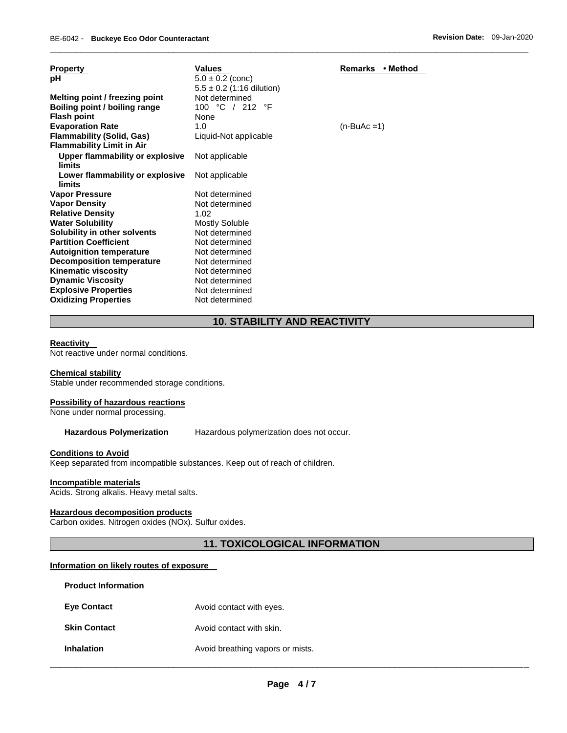| Property | Values | Remarks • Method |
|---|---|---|
| **pH** | 5.0 ± 0.2 (conc)<br>5.5 ± 0.2 (1:16 dilution) | |
| **Melting point / freezing point** | Not determined | |
| **Boiling point / boiling range** | 100 °C / 212 °F | |
| **Flash point** | None | |
| **Evaporation Rate** | 1.0 | (n-BuAc =1) |
| **Flammability (Solid, Gas)** | Liquid-Not applicable | |
| **Flammability Limit in Air** | | |
| **Upper flammability or explosive limits** | Not applicable | |
| **Lower flammability or explosive limits** | Not applicable | |
| **Vapor Pressure** | Not determined | |
| **Vapor Density** | Not determined | |
| **Relative Density** | 1.02 | |
| **Water Solubility** | Mostly Soluble | |
| **Solubility in other solvents** | Not determined | |
| **Partition Coefficient** | Not determined | |
| **Autoignition temperature** | Not determined | |
| **Decomposition temperature** | Not determined | |
| **Kinematic viscosity** | Not determined | |
| **Dynamic Viscosity** | Not determined | |
| **Explosive Properties** | Not determined | |
| **Oxidizing Properties** | Not determined | |

## 10. STABILITY AND REACTIVITY

**Reactivity**

Not reactive under normal conditions.

**Chemical stability**

Stable under recommended storage conditions.

**Possibility of hazardous reactions**

None under normal processing.

**Hazardous Polymerization** Hazardous polymerization does not occur.

**Conditions to Avoid**

Keep separated from incompatible substances. Keep out of reach of children.

**Incompatible materials**

Acids. Strong alkalis. Heavy metal salts.

**Hazardous decomposition products**

Carbon oxides. Nitrogen oxides (NOx). Sulfur oxides.

## 11. TOXICOLOGICAL INFORMATION

**Information on likely routes of exposure**

**Product Information**

**Eye Contact** Avoid contact with eyes.

**Skin Contact** Avoid contact with skin.

**Inhalation** Avoid breathing vapors or mists.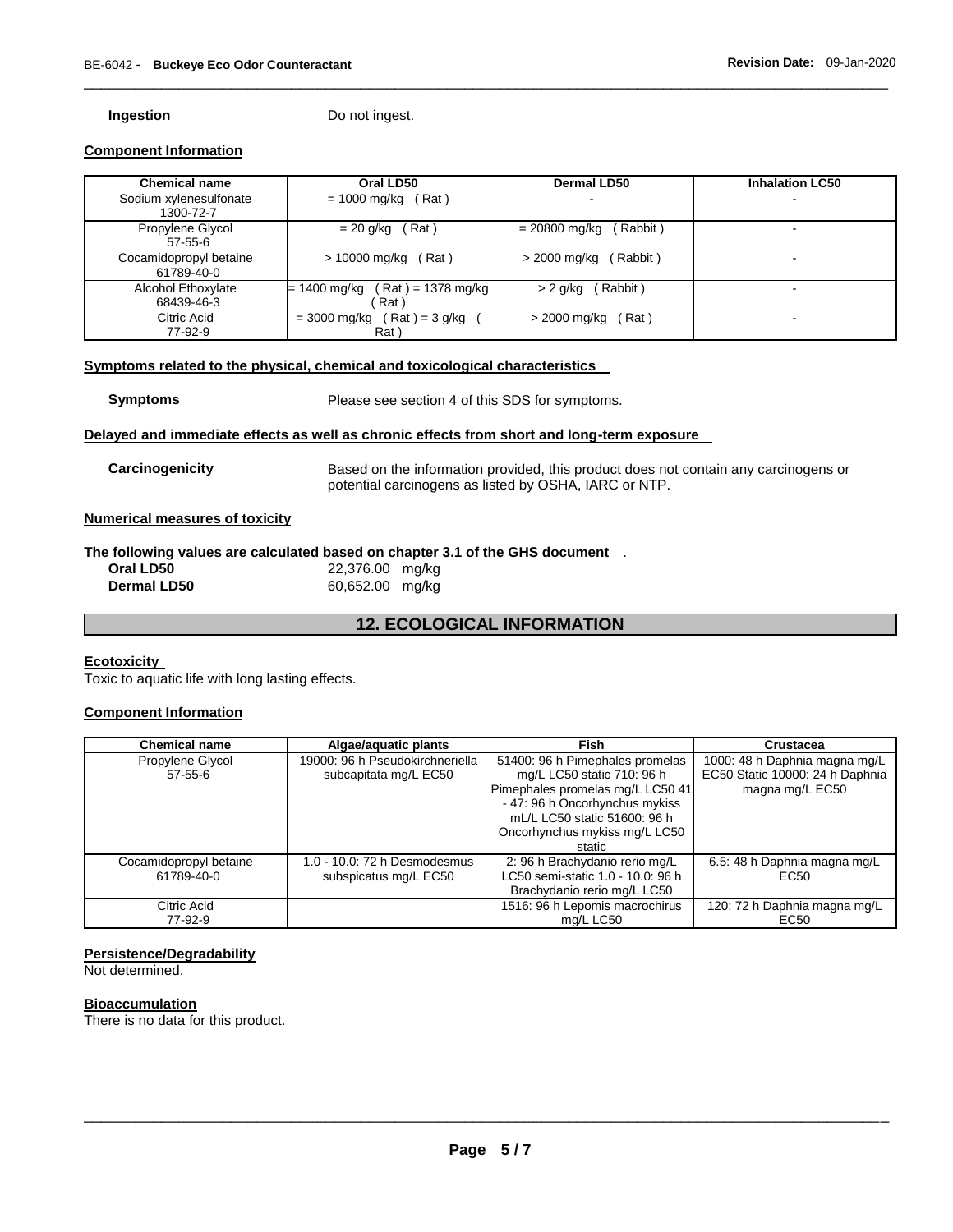**Ingestion** Do not ingest.

### Component Information

| Chemical name | Oral LD50 | Dermal LD50 | Inhalation LC50 |
|---|---|---|---|
| Sodium xylenesulfonate 1300-72-7 | = 1000 mg/kg ( Rat ) | - | - |
| Propylene Glycol 57-55-6 | = 20 g/kg ( Rat ) | = 20800 mg/kg ( Rabbit ) | - |
| Cocamidopropyl betaine 61789-40-0 | > 10000 mg/kg ( Rat ) | > 2000 mg/kg ( Rabbit ) | - |
| Alcohol Ethoxylate 68439-46-3 | = 1400 mg/kg ( Rat ) = 1378 mg/kg ( Rat ) | > 2 g/kg ( Rabbit ) | - |
| Citric Acid 77-92-9 | = 3000 mg/kg ( Rat ) = 3 g/kg ( Rat ) | > 2000 mg/kg ( Rat ) | - |

### Symptoms related to the physical, chemical and toxicological characteristics

**Symptoms** Please see section 4 of this SDS for symptoms.

### Delayed and immediate effects as well as chronic effects from short and long-term exposure

**Carcinogenicity** Based on the information provided, this product does not contain any carcinogens or potential carcinogens as listed by OSHA, IARC or NTP.

### Numerical measures of toxicity

**The following values are calculated based on chapter 3.1 of the GHS document** .

**Oral LD50** 22,376.00 mg/kg
**Dermal LD50** 60,652.00 mg/kg

## 12. ECOLOGICAL INFORMATION

### Ecotoxicity

Toxic to aquatic life with long lasting effects.

### Component Information

| Chemical name | Algae/aquatic plants | Fish | Crustacea |
|---|---|---|---|
| Propylene Glycol 57-55-6 | 19000: 96 h Pseudokirchneriella subcapitata mg/L EC50 | 51400: 96 h Pimephales promelas mg/L LC50 static 710: 96 h Pimephales promelas mg/L LC50 41 - 47: 96 h Oncorhynchus mykiss mL/L LC50 static 51600: 96 h Oncorhynchus mykiss mg/L LC50 static | 1000: 48 h Daphnia magna mg/L EC50 Static 10000: 24 h Daphnia magna mg/L EC50 |
| Cocamidopropyl betaine 61789-40-0 | 1.0 - 10.0: 72 h Desmodesmus subspicatus mg/L EC50 | 2: 96 h Brachydanio rerio mg/L LC50 semi-static 1.0 - 10.0: 96 h Brachydanio rerio mg/L LC50 | 6.5: 48 h Daphnia magna mg/L EC50 |
| Citric Acid 77-92-9 | | 1516: 96 h Lepomis macrochirus mg/L LC50 | 120: 72 h Daphnia magna mg/L EC50 |

### Persistence/Degradability

Not determined.

### Bioaccumulation

There is no data for this product.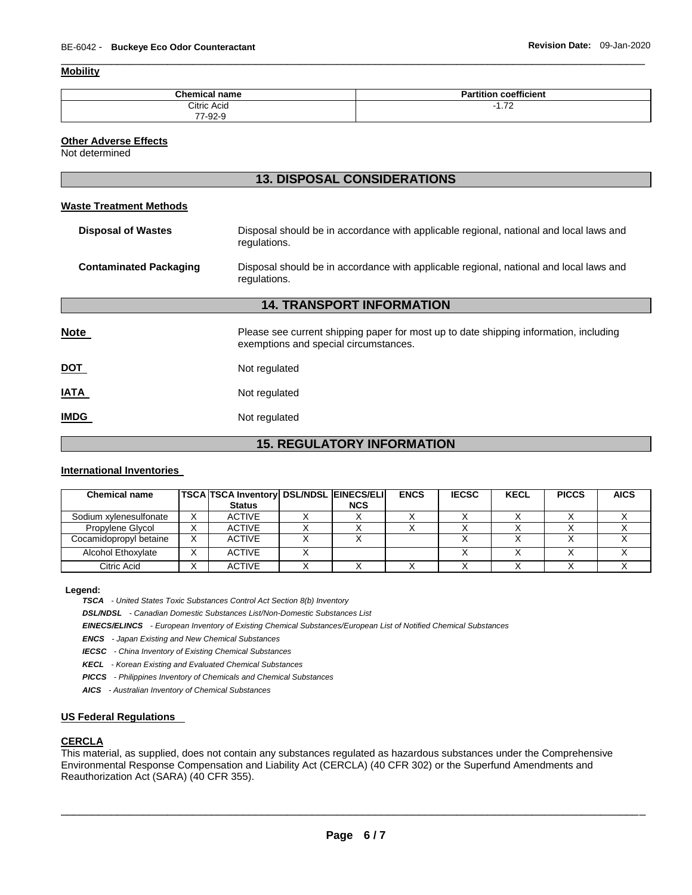### Mobility

| Chemical name | Partition coefficient |
|---|---|
| Citric Acid<br>77-92-9 | -1.72 |

### Other Adverse Effects

Not determined

## 13. DISPOSAL CONSIDERATIONS

### Waste Treatment Methods

**Disposal of Wastes** Disposal should be in accordance with applicable regional, national and local laws and regulations.

**Contaminated Packaging** Disposal should be in accordance with applicable regional, national and local laws and regulations.

## 14. TRANSPORT INFORMATION

**Note** Please see current shipping paper for most up to date shipping information, including exemptions and special circumstances.

**DOT** Not regulated

**IATA** Not regulated

**IMDG** Not regulated

## 15. REGULATORY INFORMATION

### International Inventories

| Chemical name | TSCA | TSCA Inventory Status | DSL/NDSL | EINECS/ELINCS | ENCS | IECSC | KECL | PICCS | AICS |
|---|---|---|---|---|---|---|---|---|---|
| Sodium xylenesulfonate | X | ACTIVE | X | X | X | X | X | X | X |
| Propylene Glycol | X | ACTIVE | X | X | X | X | X | X | X |
| Cocamidopropyl betaine | X | ACTIVE | X | X | | X | X | X | X |
| Alcohol Ethoxylate | X | ACTIVE | X | | | X | X | X | X |
| Citric Acid | X | ACTIVE | X | X | X | X | X | X | X |

**Legend:**

***TSCA*** *- United States Toxic Substances Control Act Section 8(b) Inventory*

***DSL/NDSL*** *- Canadian Domestic Substances List/Non-Domestic Substances List*

***EINECS/ELINCS*** *- European Inventory of Existing Chemical Substances/European List of Notified Chemical Substances*

***ENCS*** *- Japan Existing and New Chemical Substances*

***IECSC*** *- China Inventory of Existing Chemical Substances*

***KECL*** *- Korean Existing and Evaluated Chemical Substances*

***PICCS*** *- Philippines Inventory of Chemicals and Chemical Substances*

***AICS*** *- Australian Inventory of Chemical Substances*

### US Federal Regulations

#### CERCLA

This material, as supplied, does not contain any substances regulated as hazardous substances under the Comprehensive Environmental Response Compensation and Liability Act (CERCLA) (40 CFR 302) or the Superfund Amendments and Reauthorization Act (SARA) (40 CFR 355).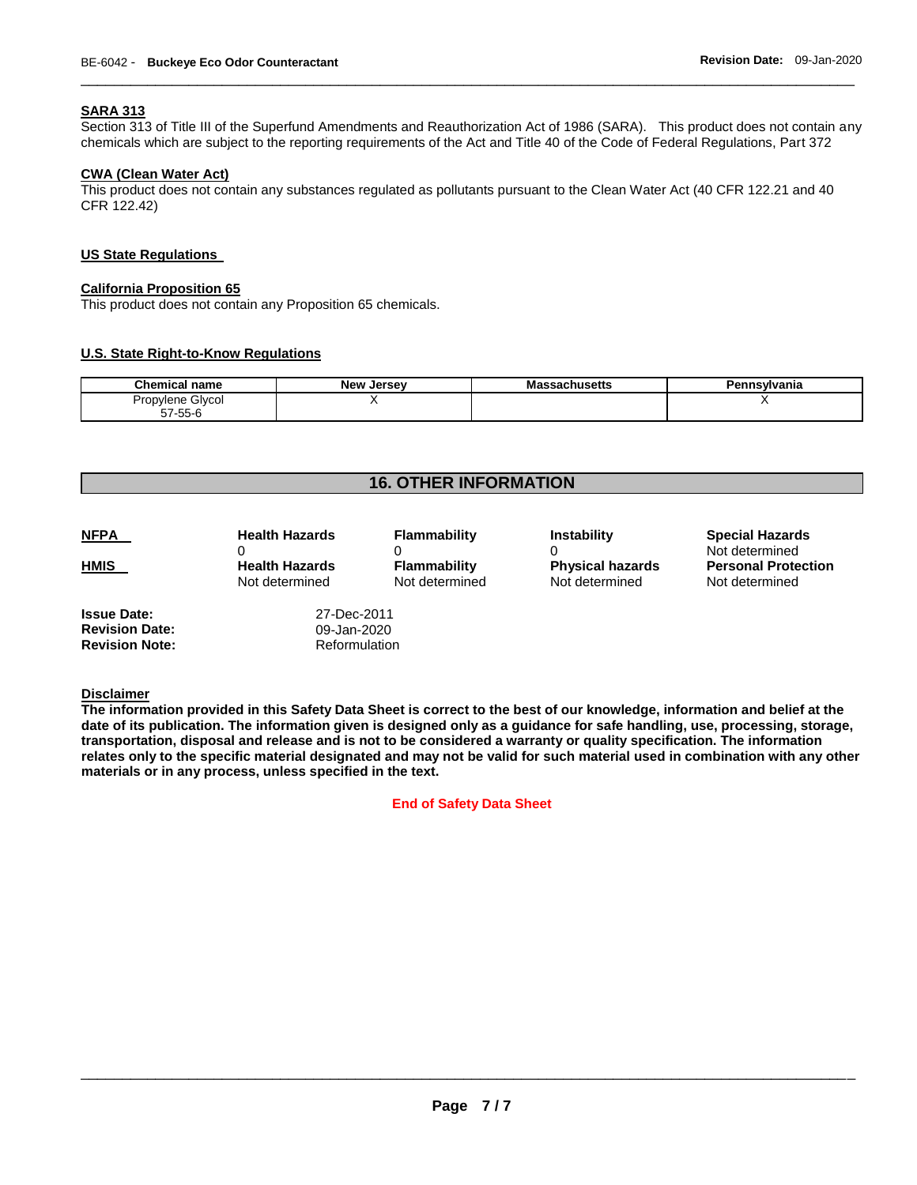### SARA 313

Section 313 of Title III of the Superfund Amendments and Reauthorization Act of 1986 (SARA). This product does not contain any chemicals which are subject to the reporting requirements of the Act and Title 40 of the Code of Federal Regulations, Part 372

### CWA (Clean Water Act)

This product does not contain any substances regulated as pollutants pursuant to the Clean Water Act (40 CFR 122.21 and 40 CFR 122.42)

### US State Regulations

### California Proposition 65

This product does not contain any Proposition 65 chemicals.

### U.S. State Right-to-Know Regulations

| Chemical name | New Jersey | Massachusetts | Pennsylvania |
|---|---|---|---|
| Propylene Glycol 57-55-6 | X | | X |

## 16. OTHER INFORMATION

| | | | | |
|---|---|---|---|---|
| **NFPA** | **Health Hazards** 0 | **Flammability** 0 | **Instability** 0 | **Special Hazards** Not determined |
| **HMIS** | **Health Hazards** Not determined | **Flammability** Not determined | **Physical hazards** Not determined | **Personal Protection** Not determined |

**Issue Date:** 27-Dec-2011
**Revision Date:** 09-Jan-2020
**Revision Note:** Reformulation

### Disclaimer

**The information provided in this Safety Data Sheet is correct to the best of our knowledge, information and belief at the date of its publication. The information given is designed only as a guidance for safe handling, use, processing, storage, transportation, disposal and release and is not to be considered a warranty or quality specification. The information relates only to the specific material designated and may not be valid for such material used in combination with any other materials or in any process, unless specified in the text.**

**End of Safety Data Sheet**